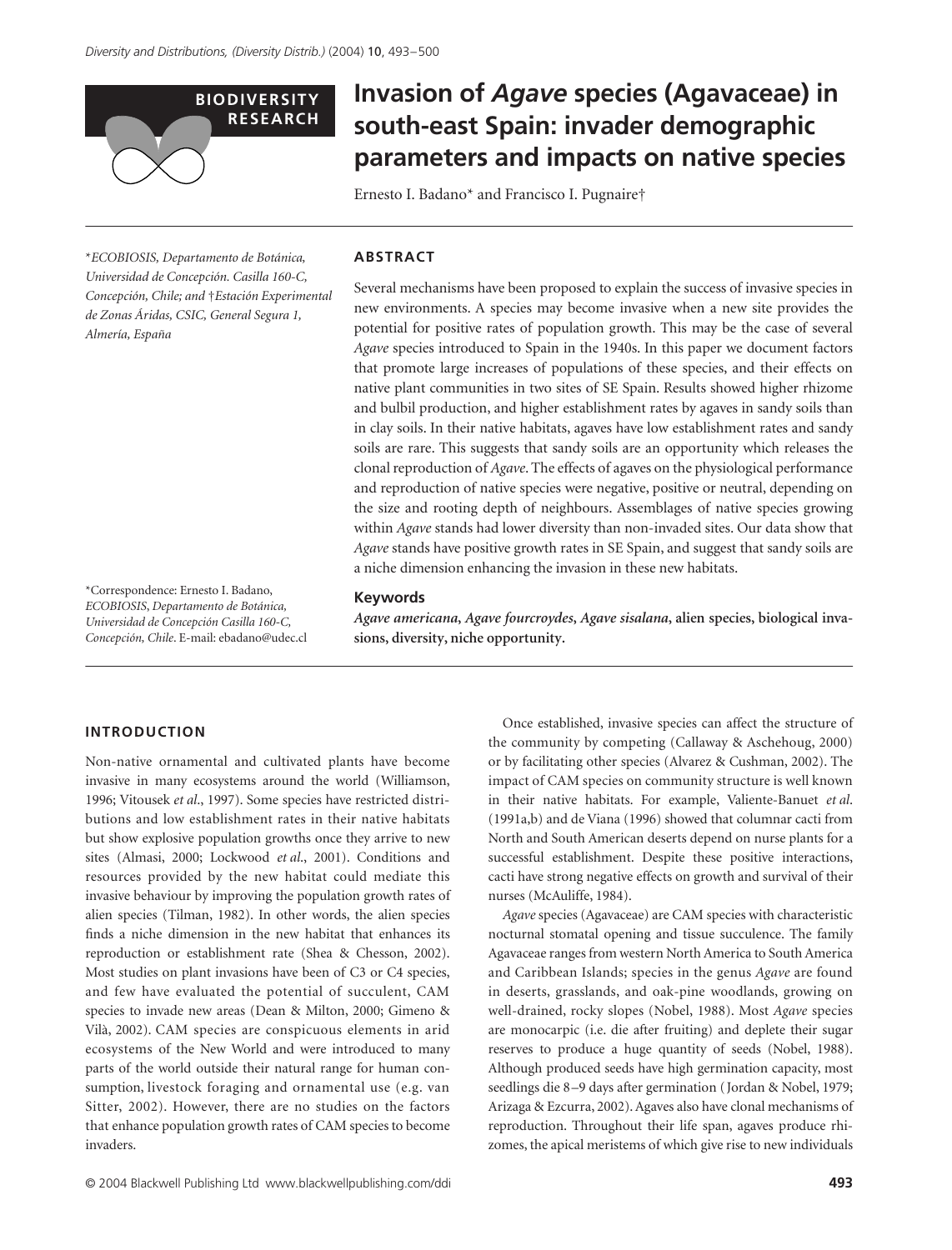BIODIVERSITY RESEARCH

# Invasion of *Agave* species (Agavaceae) in south-east Spain: invader demographic parameters and impacts on native species

Ernesto I. Badano* and Francisco I. Pugnaire†

*ECOBIOSIS, Departamento de Botánica, Universidad de Concepción. Casilla 160-C, Concepción, Chile; and †Estación Experimental de Zonas Áridas, CSIC, General Segura 1, Almería, España

*Correspondence: Ernesto I. Badano, ECOBIOSIS, Departamento de Botánica, Universidad de Concepción Casilla 160-C, Concepción, Chile. E-mail: ebadano@udec.cl

## ABSTRACT

Several mechanisms have been proposed to explain the success of invasive species in new environments. A species may become invasive when a new site provides the potential for positive rates of population growth. This may be the case of several *Agave* species introduced to Spain in the 1940s. In this paper we document factors that promote large increases of populations of these species, and their effects on native plant communities in two sites of SE Spain. Results showed higher rhizome and bulbil production, and higher establishment rates by agaves in sandy soils than in clay soils. In their native habitats, agaves have low establishment rates and sandy soils are rare. This suggests that sandy soils are an opportunity which releases the clonal reproduction of *Agave*. The effects of agaves on the physiological performance and reproduction of native species were negative, positive or neutral, depending on the size and rooting depth of neighbours. Assemblages of native species growing within *Agave* stands had lower diversity than non-invaded sites. Our data show that *Agave* stands have positive growth rates in SE Spain, and suggest that sandy soils are a niche dimension enhancing the invasion in these new habitats.

### Keywords

***Agave americana*, *Agave fourcroydes*, *Agave sisalana*, alien species, biological invasions, diversity, niche opportunity.**

## INTRODUCTION

Non-native ornamental and cultivated plants have become invasive in many ecosystems around the world (Williamson, 1996; Vitousek *et al*., 1997). Some species have restricted distributions and low establishment rates in their native habitats but show explosive population growths once they arrive to new sites (Almasi, 2000; Lockwood *et al*., 2001). Conditions and resources provided by the new habitat could mediate this invasive behaviour by improving the population growth rates of alien species (Tilman, 1982). In other words, the alien species finds a niche dimension in the new habitat that enhances its reproduction or establishment rate (Shea & Chesson, 2002). Most studies on plant invasions have been of C3 or C4 species, and few have evaluated the potential of succulent, CAM species to invade new areas (Dean & Milton, 2000; Gimeno & Vilà, 2002). CAM species are conspicuous elements in arid ecosystems of the New World and were introduced to many parts of the world outside their natural range for human consumption, livestock foraging and ornamental use (e.g. van Sitter, 2002). However, there are no studies on the factors that enhance population growth rates of CAM species to become invaders.

Once established, invasive species can affect the structure of the community by competing (Callaway & Aschehoug, 2000) or by facilitating other species (Alvarez & Cushman, 2002). The impact of CAM species on community structure is well known in their native habitats. For example, Valiente-Banuet *et al*. (1991a,b) and de Viana (1996) showed that columnar cacti from North and South American deserts depend on nurse plants for a successful establishment. Despite these positive interactions, cacti have strong negative effects on growth and survival of their nurses (McAuliffe, 1984).

*Agave* species (Agavaceae) are CAM species with characteristic nocturnal stomatal opening and tissue succulence. The family Agavaceae ranges from western North America to South America and Caribbean Islands; species in the genus *Agave* are found in deserts, grasslands, and oak-pine woodlands, growing on well-drained, rocky slopes (Nobel, 1988). Most *Agave* species are monocarpic (i.e. die after fruiting) and deplete their sugar reserves to produce a huge quantity of seeds (Nobel, 1988). Although produced seeds have high germination capacity, most seedlings die 8–9 days after germination (Jordan & Nobel, 1979; Arizaga & Ezcurra, 2002). Agaves also have clonal mechanisms of reproduction. Throughout their life span, agaves produce rhizomes, the apical meristems of which give rise to new individuals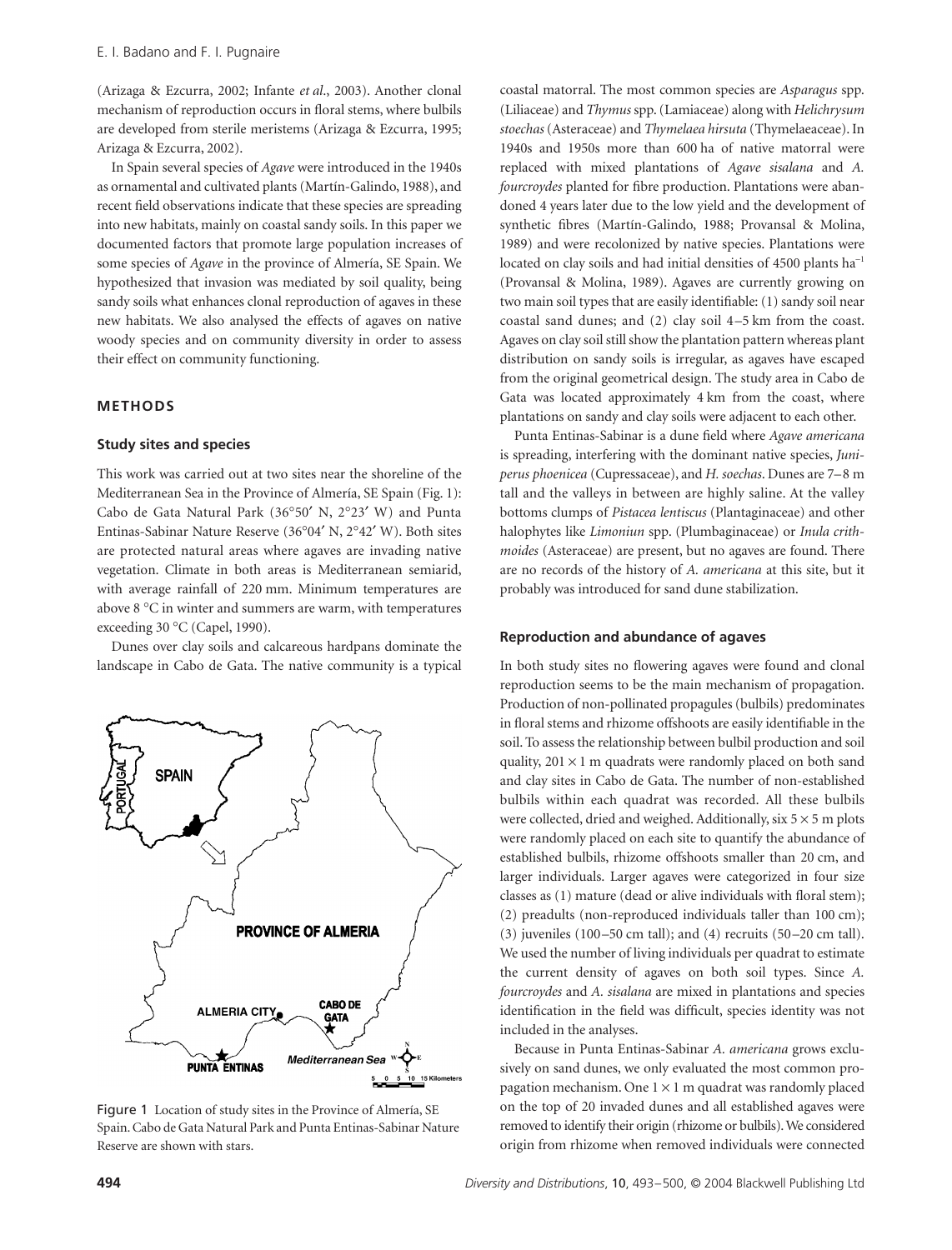(Arizaga & Ezcurra, 2002; Infante *et al*., 2003). Another clonal mechanism of reproduction occurs in floral stems, where bulbils are developed from sterile meristems (Arizaga & Ezcurra, 1995; Arizaga & Ezcurra, 2002).

In Spain several species of *Agave* were introduced in the 1940s as ornamental and cultivated plants (Martín-Galindo, 1988), and recent field observations indicate that these species are spreading into new habitats, mainly on coastal sandy soils. In this paper we documented factors that promote large population increases of some species of *Agave* in the province of Almería, SE Spain. We hypothesized that invasion was mediated by soil quality, being sandy soils what enhances clonal reproduction of agaves in these new habitats. We also analysed the effects of agaves on native woody species and on community diversity in order to assess their effect on community functioning.

## METHODS

### Study sites and species

This work was carried out at two sites near the shoreline of the Mediterranean Sea in the Province of Almería, SE Spain (Fig. 1): Cabo de Gata Natural Park (36°50′ N, 2°23′ W) and Punta Entinas-Sabinar Nature Reserve (36°04′ N, 2°42′ W). Both sites are protected natural areas where agaves are invading native vegetation. Climate in both areas is Mediterranean semiarid, with average rainfall of 220 mm. Minimum temperatures are above 8 °C in winter and summers are warm, with temperatures exceeding 30 °C (Capel, 1990).

Dunes over clay soils and calcareous hardpans dominate the landscape in Cabo de Gata. The native community is a typical coastal matorral. The most common species are *Asparagus* spp. (Liliaceae) and *Thymus* spp. (Lamiaceae) along with *Helichrysum stoechas* (Asteraceae) and *Thymelaea hirsuta* (Thymelaeaceae). In 1940s and 1950s more than 600 ha of native matorral were replaced with mixed plantations of *Agave sisalana* and *A. fourcroydes* planted for fibre production. Plantations were abandoned 4 years later due to the low yield and the development of synthetic fibres (Martín-Galindo, 1988; Provansal & Molina, 1989) and were recolonized by native species. Plantations were located on clay soils and had initial densities of 4500 plants ha$^{-1}$ (Provansal & Molina, 1989). Agaves are currently growing on two main soil types that are easily identifiable: (1) sandy soil near coastal sand dunes; and (2) clay soil 4–5 km from the coast. Agaves on clay soil still show the plantation pattern whereas plant distribution on sandy soils is irregular, as agaves have escaped from the original geometrical design. The study area in Cabo de Gata was located approximately 4 km from the coast, where plantations on sandy and clay soils were adjacent to each other.

Punta Entinas-Sabinar is a dune field where *Agave americana* is spreading, interfering with the dominant native species, *Juniperus phoenicea* (Cupressaceae), and *H. soechas*. Dunes are 7–8 m tall and the valleys in between are highly saline. At the valley bottoms clumps of *Pistacea lentiscus* (Plantaginaceae) and other halophytes like *Limoniun* spp. (Plumbaginaceae) or *Inula crithmoides* (Asteraceae) are present, but no agaves are found. There are no records of the history of *A. americana* at this site, but it probably was introduced for sand dune stabilization.

Figure 1 Location of study sites in the Province of Almería, SE Spain. Cabo de Gata Natural Park and Punta Entinas-Sabinar Nature Reserve are shown with stars.

### Reproduction and abundance of agaves

In both study sites no flowering agaves were found and clonal reproduction seems to be the main mechanism of propagation. Production of non-pollinated propagules (bulbils) predominates in floral stems and rhizome offshoots are easily identifiable in the soil. To assess the relationship between bulbil production and soil quality, $201 \times 1$ m quadrats were randomly placed on both sand and clay sites in Cabo de Gata. The number of non-established bulbils within each quadrat was recorded. All these bulbils were collected, dried and weighed. Additionally, six $5 \times 5$ m plots were randomly placed on each site to quantify the abundance of established bulbils, rhizome offshoots smaller than 20 cm, and larger individuals. Larger agaves were categorized in four size classes as (1) mature (dead or alive individuals with floral stem); (2) preadults (non-reproduced individuals taller than 100 cm); (3) juveniles (100–50 cm tall); and (4) recruits (50–20 cm tall). We used the number of living individuals per quadrat to estimate the current density of agaves on both soil types. Since *A. fourcroydes* and *A. sisalana* are mixed in plantations and species identification in the field was difficult, species identity was not included in the analyses.

Because in Punta Entinas-Sabinar *A. americana* grows exclusively on sand dunes, we only evaluated the most common propagation mechanism. One $1 \times 1$ m quadrat was randomly placed on the top of 20 invaded dunes and all established agaves were removed to identify their origin (rhizome or bulbils). We considered origin from rhizome when removed individuals were connected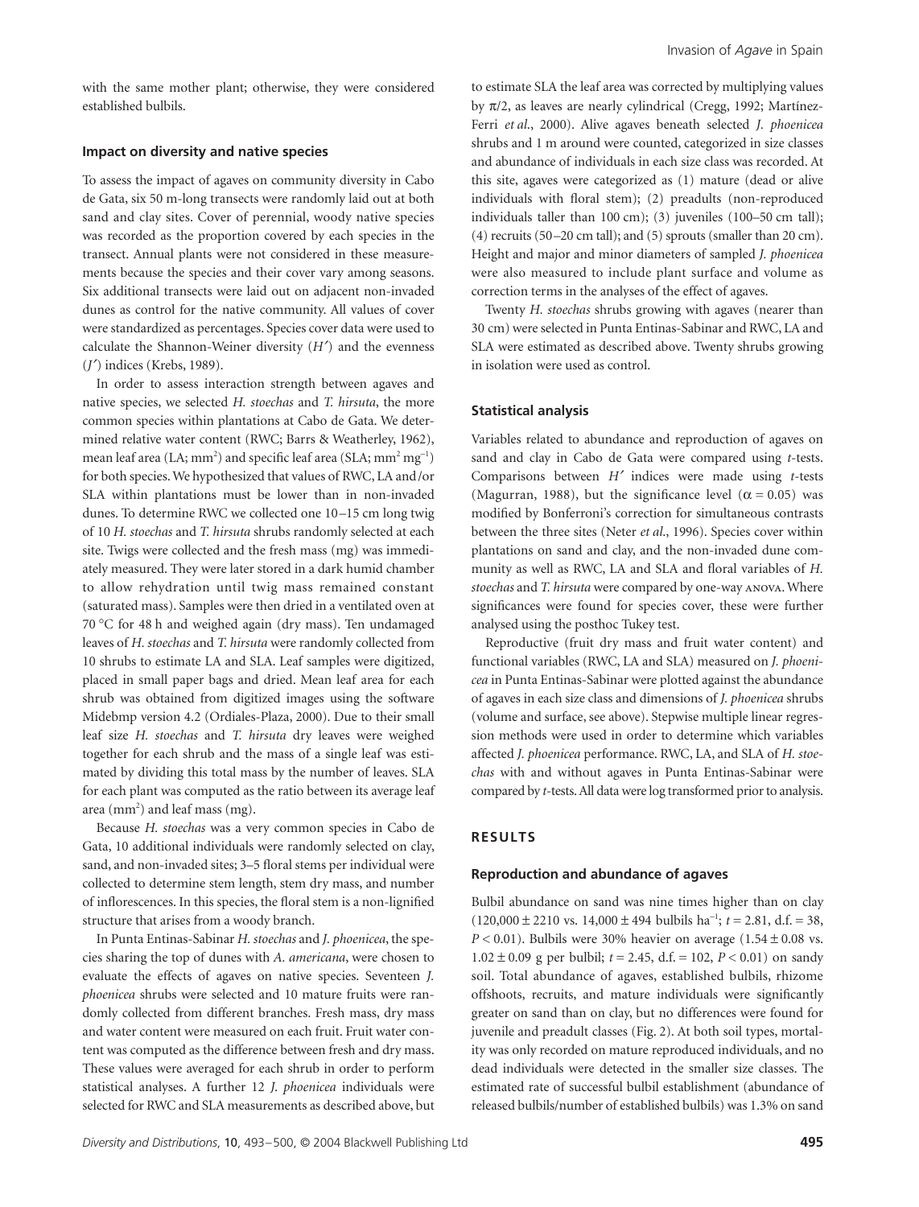with the same mother plant; otherwise, they were considered established bulbils.

### Impact on diversity and native species

To assess the impact of agaves on community diversity in Cabo de Gata, six 50 m-long transects were randomly laid out at both sand and clay sites. Cover of perennial, woody native species was recorded as the proportion covered by each species in the transect. Annual plants were not considered in these measurements because the species and their cover vary among seasons. Six additional transects were laid out on adjacent non-invaded dunes as control for the native community. All values of cover were standardized as percentages. Species cover data were used to calculate the Shannon-Weiner diversity ($H'$) and the evenness ($J'$) indices (Krebs, 1989).

In order to assess interaction strength between agaves and native species, we selected *H. stoechas* and *T. hirsuta*, the more common species within plantations at Cabo de Gata. We determined relative water content (RWC; Barrs & Weatherley, 1962), mean leaf area (LA; $mm^2$) and specific leaf area (SLA; $mm^2\ mg^{-1}$) for both species. We hypothesized that values of RWC, LA and/or SLA within plantations must be lower than in non-invaded dunes. To determine RWC we collected one 10–15 cm long twig of 10 *H. stoechas* and *T. hirsuta* shrubs randomly selected at each site. Twigs were collected and the fresh mass (mg) was immediately measured. They were later stored in a dark humid chamber to allow rehydration until twig mass remained constant (saturated mass). Samples were then dried in a ventilated oven at 70 °C for 48 h and weighed again (dry mass). Ten undamaged leaves of *H. stoechas* and *T. hirsuta* were randomly collected from 10 shrubs to estimate LA and SLA. Leaf samples were digitized, placed in small paper bags and dried. Mean leaf area for each shrub was obtained from digitized images using the software Midebmp version 4.2 (Ordiales-Plaza, 2000). Due to their small leaf size *H. stoechas* and *T. hirsuta* dry leaves were weighed together for each shrub and the mass of a single leaf was estimated by dividing this total mass by the number of leaves. SLA for each plant was computed as the ratio between its average leaf area ($mm^2$) and leaf mass (mg).

Because *H. stoechas* was a very common species in Cabo de Gata, 10 additional individuals were randomly selected on clay, sand, and non-invaded sites; 3–5 floral stems per individual were collected to determine stem length, stem dry mass, and number of inflorescences. In this species, the floral stem is a non-lignified structure that arises from a woody branch.

In Punta Entinas-Sabinar *H. stoechas* and *J. phoenicea*, the species sharing the top of dunes with *A. americana*, were chosen to evaluate the effects of agaves on native species. Seventeen *J. phoenicea* shrubs were selected and 10 mature fruits were randomly collected from different branches. Fresh mass, dry mass and water content were measured on each fruit. Fruit water content was computed as the difference between fresh and dry mass. These values were averaged for each shrub in order to perform statistical analyses. A further 12 *J. phoenicea* individuals were selected for RWC and SLA measurements as described above, but to estimate SLA the leaf area was corrected by multiplying values by $\pi/2$, as leaves are nearly cylindrical (Cregg, 1992; Martínez-Ferri *et al*., 2000). Alive agaves beneath selected *J. phoenicea* shrubs and 1 m around were counted, categorized in size classes and abundance of individuals in each size class was recorded. At this site, agaves were categorized as (1) mature (dead or alive individuals with floral stem); (2) preadults (non-reproduced individuals taller than 100 cm); (3) juveniles (100–50 cm tall); (4) recruits (50–20 cm tall); and (5) sprouts (smaller than 20 cm). Height and major and minor diameters of sampled *J. phoenicea* were also measured to include plant surface and volume as correction terms in the analyses of the effect of agaves.

Twenty *H. stoechas* shrubs growing with agaves (nearer than 30 cm) were selected in Punta Entinas-Sabinar and RWC, LA and SLA were estimated as described above. Twenty shrubs growing in isolation were used as control.

### Statistical analysis

Variables related to abundance and reproduction of agaves on sand and clay in Cabo de Gata were compared using *t*-tests. Comparisons between $H'$ indices were made using *t*-tests (Magurran, 1988), but the significance level ($\alpha = 0.05$) was modified by Bonferroni's correction for simultaneous contrasts between the three sites (Neter *et al*., 1996). Species cover within plantations on sand and clay, and the non-invaded dune community as well as RWC, LA and SLA and floral variables of *H. stoechas* and *T. hirsuta* were compared by one-way ANOVA. Where significances were found for species cover, these were further analysed using the posthoc Tukey test.

Reproductive (fruit dry mass and fruit water content) and functional variables (RWC, LA and SLA) measured on *J. phoenicea* in Punta Entinas-Sabinar were plotted against the abundance of agaves in each size class and dimensions of *J. phoenicea* shrubs (volume and surface, see above). Stepwise multiple linear regression methods were used in order to determine which variables affected *J. phoenicea* performance. RWC, LA, and SLA of *H. stoechas* with and without agaves in Punta Entinas-Sabinar were compared by *t*-tests. All data were log transformed prior to analysis.

## RESULTS

### Reproduction and abundance of agaves

Bulbil abundance on sand was nine times higher than on clay ($120{,}000 \pm 2210$ vs. $14{,}000 \pm 494$ bulbils $ha^{-1}$; $t = 2.81$, d.f. = 38, $P < 0.01$). Bulbils were 30% heavier on average ($1.54 \pm 0.08$ vs. $1.02 \pm 0.09$ g per bulbil; $t = 2.45$, d.f. = 102, $P < 0.01$) on sandy soil. Total abundance of agaves, established bulbils, rhizome offshoots, recruits, and mature individuals were significantly greater on sand than on clay, but no differences were found for juvenile and preadult classes (Fig. 2). At both soil types, mortality was only recorded on mature reproduced individuals, and no dead individuals were detected in the smaller size classes. The estimated rate of successful bulbil establishment (abundance of released bulbils/number of established bulbils) was 1.3% on sand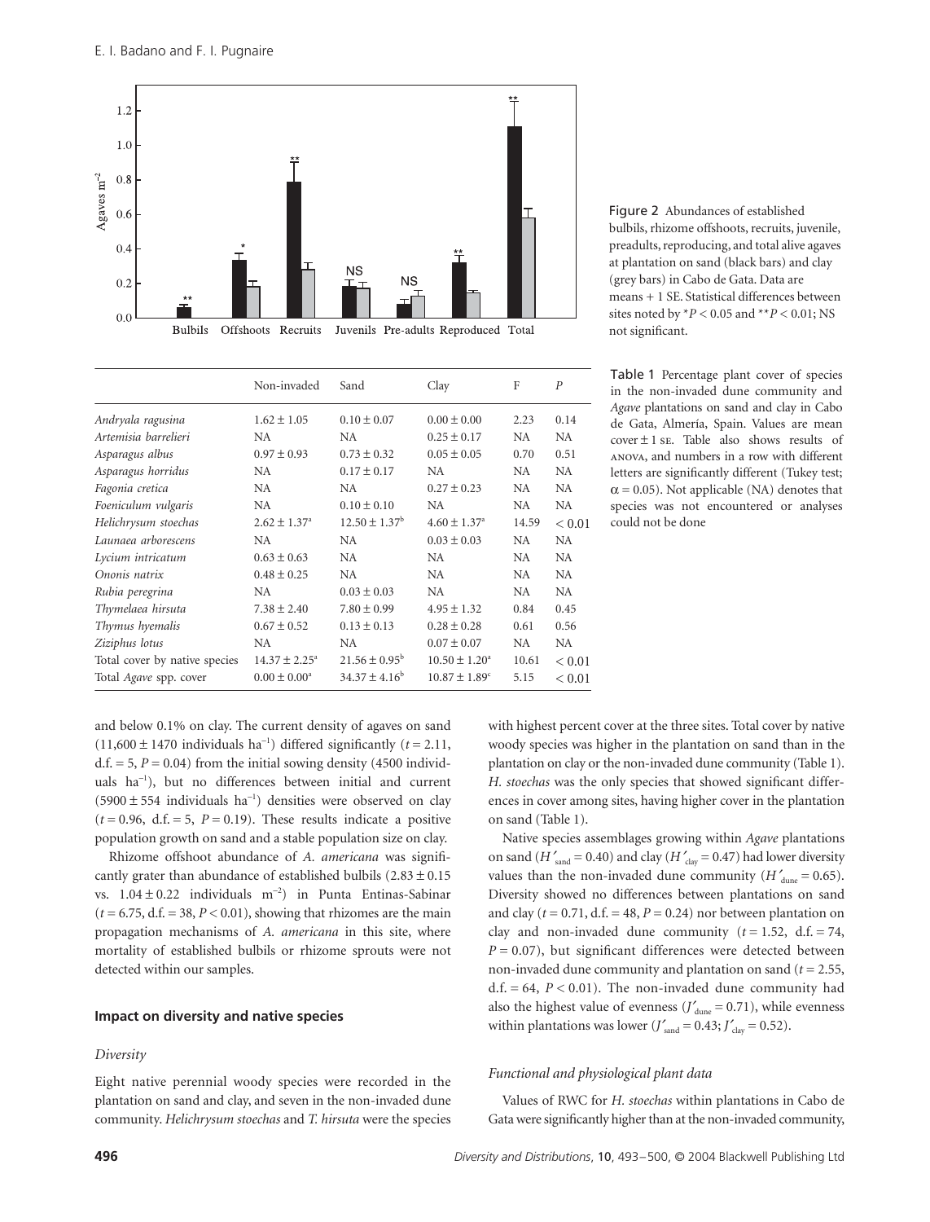Figure 2 Abundances of established bulbils, rhizome offshoots, recruits, juvenile, preadults, reproducing, and total alive agaves at plantation on sand (black bars) and clay (grey bars) in Cabo de Gata. Data are means + 1 SE. Statistical differences between sites noted by $^*P < 0.05$ and $^{**}P < 0.01$; NS not significant.

Table 1 Percentage plant cover of species in the non-invaded dune community and *Agave* plantations on sand and clay in Cabo de Gata, Almería, Spain. Values are mean cover ± 1 SE. Table also shows results of ANOVA, and numbers in a row with different letters are significantly different (Tukey test; $\alpha = 0.05$). Not applicable (NA) denotes that species was not encountered or analyses could not be done

| | Non-invaded | Sand | Clay | F | *P* |
|---|---|---|---|---|---|
| *Andryala ragusina* | 1.62 ± 1.05 | 0.10 ± 0.07 | 0.00 ± 0.00 | 2.23 | 0.14 |
| *Artemisia barrelieri* | NA | NA | 0.25 ± 0.17 | NA | NA |
| *Asparagus albus* | 0.97 ± 0.93 | 0.73 ± 0.32 | 0.05 ± 0.05 | 0.70 | 0.51 |
| *Asparagus horridus* | NA | 0.17 ± 0.17 | NA | NA | NA |
| *Fagonia cretica* | NA | NA | 0.27 ± 0.23 | NA | NA |
| *Foeniculum vulgaris* | NA | 0.10 ± 0.10 | NA | NA | NA |
| *Helichrysum stoechas* | 2.62 ± 1.37[a] | 12.50 ± 1.37[b] | 4.60 ± 1.37[a] | 14.59 | < 0.01 |
| *Launaea arborescens* | NA | NA | 0.03 ± 0.03 | NA | NA |
| *Lycium intricatum* | 0.63 ± 0.63 | NA | NA | NA | NA |
| *Ononis natrix* | 0.48 ± 0.25 | NA | NA | NA | NA |
| *Rubia peregrina* | NA | 0.03 ± 0.03 | NA | NA | NA |
| *Thymelaea hirsuta* | 7.38 ± 2.40 | 7.80 ± 0.99 | 4.95 ± 1.32 | 0.84 | 0.45 |
| *Thymus hyemalis* | 0.67 ± 0.52 | 0.13 ± 0.13 | 0.28 ± 0.28 | 0.61 | 0.56 |
| *Ziziphus lotus* | NA | NA | 0.07 ± 0.07 | NA | NA |
| Total cover by native species | 14.37 ± 2.25[a] | 21.56 ± 0.95[b] | 10.50 ± 1.20[a] | 10.61 | < 0.01 |
| Total *Agave* spp. cover | 0.00 ± 0.00[a] | 34.37 ± 4.16[b] | 10.87 ± 1.89[c] | 5.15 | < 0.01 |

and below 0.1% on clay. The current density of agaves on sand (11,600 ± 1470 individuals ha$^{-1}$) differed significantly ($t = 2.11$, d.f. = 5, $P = 0.04$) from the initial sowing density (4500 individuals ha$^{-1}$), but no differences between initial and current (5900 ± 554 individuals ha$^{-1}$) densities were observed on clay ($t = 0.96$, d.f. = 5, $P = 0.19$). These results indicate a positive population growth on sand and a stable population size on clay.

Rhizome offshoot abundance of *A. americana* was significantly grater than abundance of established bulbils (2.83 ± 0.15 vs. 1.04 ± 0.22 individuals m$^{-2}$) in Punta Entinas-Sabinar ($t = 6.75$, d.f. = 38, $P < 0.01$), showing that rhizomes are the main propagation mechanisms of *A. americana* in this site, where mortality of established bulbils or rhizome sprouts were not detected within our samples.

### Impact on diversity and native species

#### *Diversity*

Eight native perennial woody species were recorded in the plantation on sand and clay, and seven in the non-invaded dune community. *Helichrysum stoechas* and *T. hirsuta* were the species with highest percent cover at the three sites. Total cover by native woody species was higher in the plantation on sand than in the plantation on clay or the non-invaded dune community (Table 1). *H. stoechas* was the only species that showed significant differences in cover among sites, having higher cover in the plantation on sand (Table 1).

Native species assemblages growing within *Agave* plantations on sand ($H'_{sand} = 0.40$) and clay ($H'_{clay} = 0.47$) had lower diversity values than the non-invaded dune community ($H'_{dune} = 0.65$). Diversity showed no differences between plantations on sand and clay ($t = 0.71$, d.f. = 48, $P = 0.24$) nor between plantation on clay and non-invaded dune community ($t = 1.52$, d.f. = 74, $P = 0.07$), but significant differences were detected between non-invaded dune community and plantation on sand ($t = 2.55$, d.f. = 64, $P < 0.01$). The non-invaded dune community had also the highest value of evenness ($J'_{dune} = 0.71$), while evenness within plantations was lower ($J'_{sand} = 0.43$; $J'_{clay} = 0.52$).

#### *Functional and physiological plant data*

Values of RWC for *H. stoechas* within plantations in Cabo de Gata were significantly higher than at the non-invaded community,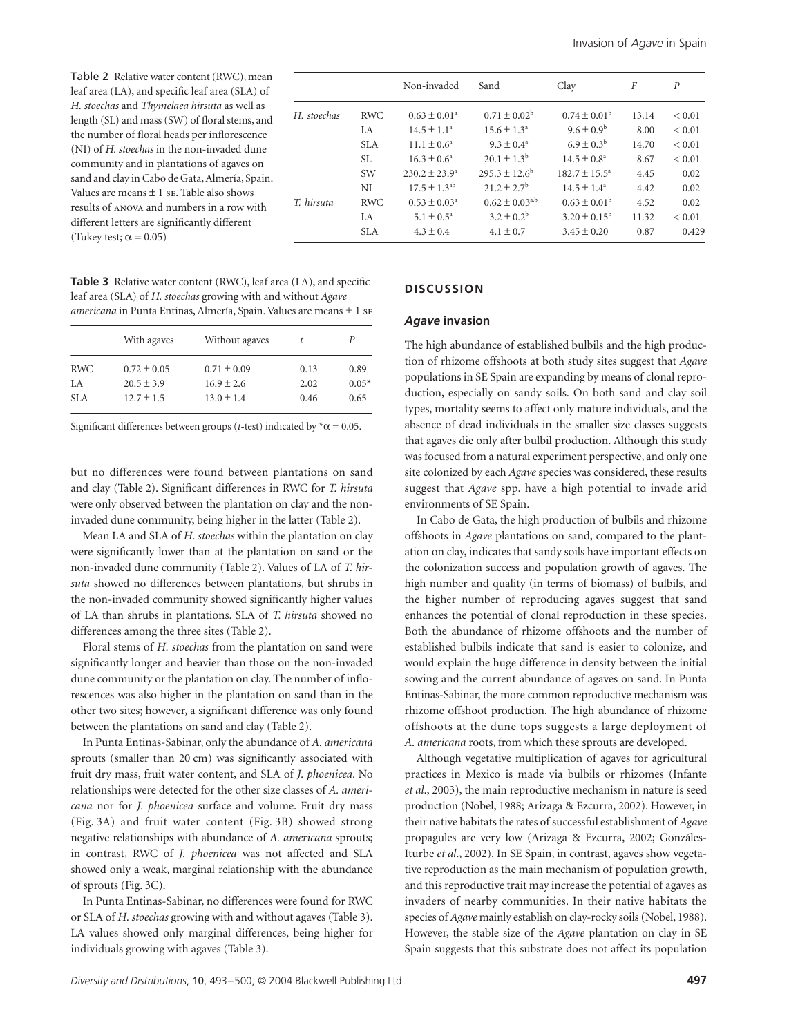Table 2 Relative water content (RWC), mean leaf area (LA), and specific leaf area (SLA) of *H. stoechas* and *Thymelaea hirsuta* as well as length (SL) and mass (SW) of floral stems, and the number of floral heads per inflorescence (NI) of *H. stoechas* in the non-invaded dune community and in plantations of agaves on sand and clay in Cabo de Gata, Almería, Spain. Values are means ± 1 SE. Table also shows results of ANOVA and numbers in a row with different letters are significantly different (Tukey test; $\alpha = 0.05$)

| | | Non-invaded | Sand | Clay | $F$ | $P$ |
|---|---|---|---|---|---|---|
| *H. stoechas* | RWC | $0.63 \pm 0.01^{a}$ | $0.71 \pm 0.02^{b}$ | $0.74 \pm 0.01^{b}$ | 13.14 | < 0.01 |
| | LA | $14.5 \pm 1.1^{a}$ | $15.6 \pm 1.3^{a}$ | $9.6 \pm 0.9^{b}$ | 8.00 | < 0.01 |
| | SLA | $11.1 \pm 0.6^{a}$ | $9.3 \pm 0.4^{a}$ | $6.9 \pm 0.3^{b}$ | 14.70 | < 0.01 |
| | SL | $16.3 \pm 0.6^{a}$ | $20.1 \pm 1.3^{b}$ | $14.5 \pm 0.8^{a}$ | 8.67 | < 0.01 |
| | SW | $230.2 \pm 23.9^{a}$ | $295.3 \pm 12.6^{b}$ | $182.7 \pm 15.5^{a}$ | 4.45 | 0.02 |
| | NI | $17.5 \pm 1.3^{ab}$ | $21.2 \pm 2.7^{b}$ | $14.5 \pm 1.4^{a}$ | 4.42 | 0.02 |
| *T. hirsuta* | RWC | $0.53 \pm 0.03^{a}$ | $0.62 \pm 0.03^{a,b}$ | $0.63 \pm 0.01^{b}$ | 4.52 | 0.02 |
| | LA | $5.1 \pm 0.5^{a}$ | $3.2 \pm 0.2^{b}$ | $3.20 \pm 0.15^{b}$ | 11.32 | < 0.01 |
| | SLA | $4.3 \pm 0.4$ | $4.1 \pm 0.7$ | $3.45 \pm 0.20$ | 0.87 | 0.429 |

**Table 3** Relative water content (RWC), leaf area (LA), and specific leaf area (SLA) of *H. stoechas* growing with and without *Agave americana* in Punta Entinas, Almería, Spain. Values are means ± 1 SE

| | With agaves | Without agaves | $t$ | $P$ |
|---|---|---|---|---|
| RWC | $0.72 \pm 0.05$ | $0.71 \pm 0.09$ | 0.13 | 0.89 |
| LA | $20.5 \pm 3.9$ | $16.9 \pm 2.6$ | 2.02 | 0.05* |
| SLA | $12.7 \pm 1.5$ | $13.0 \pm 1.4$ | 0.46 | 0.65 |

Significant differences between groups ($t$-test) indicated by $^{*}\alpha = 0.05$.

but no differences were found between plantations on sand and clay (Table 2). Significant differences in RWC for *T. hirsuta* were only observed between the plantation on clay and the non-invaded dune community, being higher in the latter (Table 2).

Mean LA and SLA of *H. stoechas* within the plantation on clay were significantly lower than at the plantation on sand or the non-invaded dune community (Table 2). Values of LA of *T. hirsuta* showed no differences between plantations, but shrubs in the non-invaded community showed significantly higher values of LA than shrubs in plantations. SLA of *T. hirsuta* showed no differences among the three sites (Table 2).

Floral stems of *H. stoechas* from the plantation on sand were significantly longer and heavier than those on the non-invaded dune community or the plantation on clay. The number of inflorescences was also higher in the plantation on sand than in the other two sites; however, a significant difference was only found between the plantations on sand and clay (Table 2).

In Punta Entinas-Sabinar, only the abundance of *A. americana* sprouts (smaller than 20 cm) was significantly associated with fruit dry mass, fruit water content, and SLA of *J. phoenicea*. No relationships were detected for the other size classes of *A. americana* nor for *J. phoenicea* surface and volume. Fruit dry mass (Fig. 3A) and fruit water content (Fig. 3B) showed strong negative relationships with abundance of *A. americana* sprouts; in contrast, RWC of *J. phoenicea* was not affected and SLA showed only a weak, marginal relationship with the abundance of sprouts (Fig. 3C).

In Punta Entinas-Sabinar, no differences were found for RWC or SLA of *H. stoechas* growing with and without agaves (Table 3). LA values showed only marginal differences, being higher for individuals growing with agaves (Table 3).

## DISCUSSION

### *Agave* invasion

The high abundance of established bulbils and the high production of rhizome offshoots at both study sites suggest that *Agave* populations in SE Spain are expanding by means of clonal reproduction, especially on sandy soils. On both sand and clay soil types, mortality seems to affect only mature individuals, and the absence of dead individuals in the smaller size classes suggests that agaves die only after bulbil production. Although this study was focused from a natural experiment perspective, and only one site colonized by each *Agave* species was considered, these results suggest that *Agave* spp. have a high potential to invade arid environments of SE Spain.

In Cabo de Gata, the high production of bulbils and rhizome offshoots in *Agave* plantations on sand, compared to the plantation on clay, indicates that sandy soils have important effects on the colonization success and population growth of agaves. The high number and quality (in terms of biomass) of bulbils, and the higher number of reproducing agaves suggest that sand enhances the potential of clonal reproduction in these species. Both the abundance of rhizome offshoots and the number of established bulbils indicate that sand is easier to colonize, and would explain the huge difference in density between the initial sowing and the current abundance of agaves on sand. In Punta Entinas-Sabinar, the more common reproductive mechanism was rhizome offshoot production. The high abundance of rhizome offshoots at the dune tops suggests a large deployment of *A. americana* roots, from which these sprouts are developed.

Although vegetative multiplication of agaves for agricultural practices in Mexico is made via bulbils or rhizomes (Infante *et al*., 2003), the main reproductive mechanism in nature is seed production (Nobel, 1988; Arizaga & Ezcurra, 2002). However, in their native habitats the rates of successful establishment of *Agave* propagules are very low (Arizaga & Ezcurra, 2002; Gonzáles-Iturbe *et al*., 2002). In SE Spain, in contrast, agaves show vegetative reproduction as the main mechanism of population growth, and this reproductive trait may increase the potential of agaves as invaders of nearby communities. In their native habitats the species of *Agave* mainly establish on clay-rocky soils (Nobel, 1988). However, the stable size of the *Agave* plantation on clay in SE Spain suggests that this substrate does not affect its population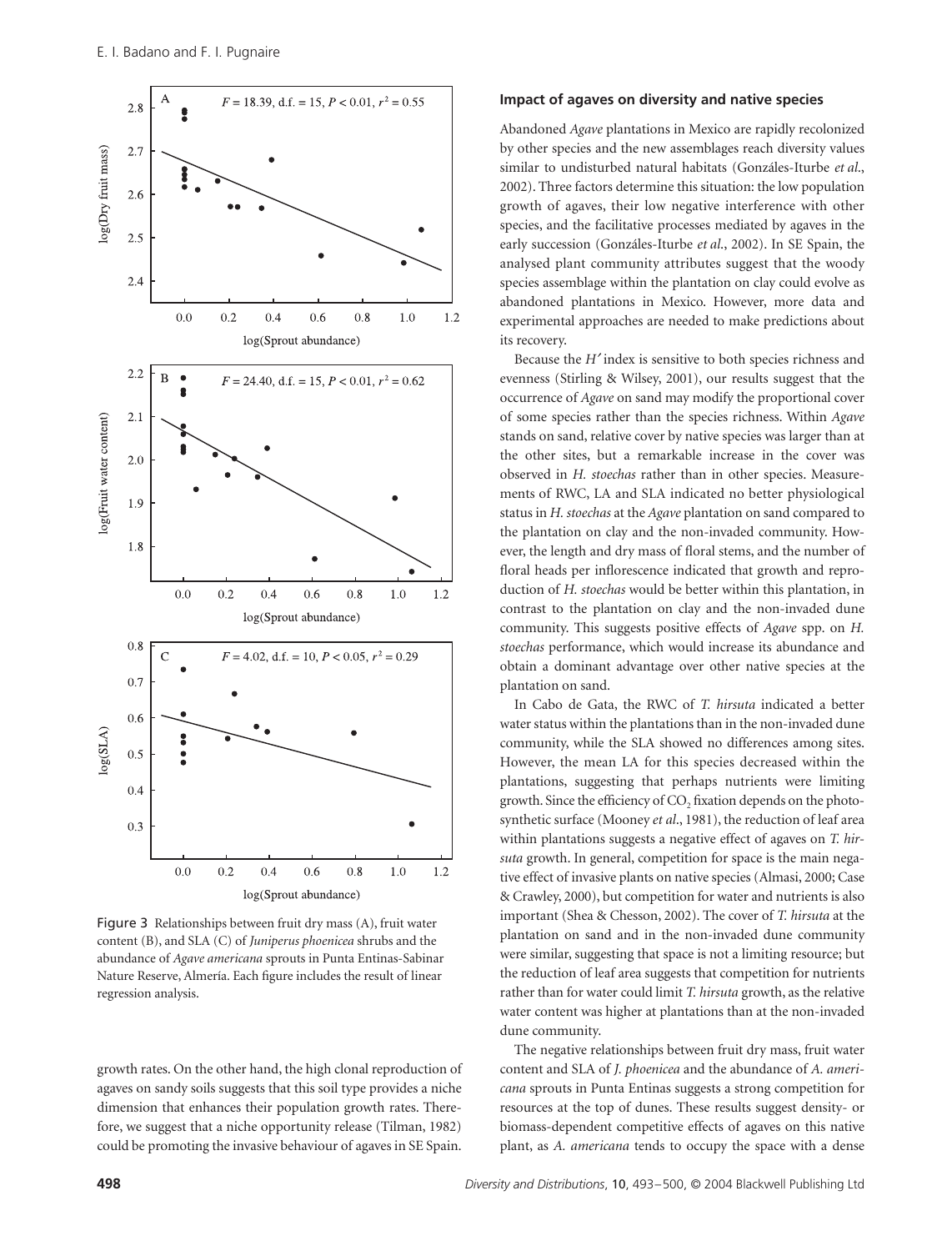Figure 3 Relationships between fruit dry mass (A), fruit water content (B), and SLA (C) of *Juniperus phoenicea* shrubs and the abundance of *Agave americana* sprouts in Punta Entinas-Sabinar Nature Reserve, Almería. Each figure includes the result of linear regression analysis.

growth rates. On the other hand, the high clonal reproduction of agaves on sandy soils suggests that this soil type provides a niche dimension that enhances their population growth rates. Therefore, we suggest that a niche opportunity release (Tilman, 1982) could be promoting the invasive behaviour of agaves in SE Spain.

### Impact of agaves on diversity and native species

Abandoned *Agave* plantations in Mexico are rapidly recolonized by other species and the new assemblages reach diversity values similar to undisturbed natural habitats (Gonzáles-Iturbe *et al*., 2002). Three factors determine this situation: the low population growth of agaves, their low negative interference with other species, and the facilitative processes mediated by agaves in the early succession (Gonzáles-Iturbe *et al*., 2002). In SE Spain, the analysed plant community attributes suggest that the woody species assemblage within the plantation on clay could evolve as abandoned plantations in Mexico. However, more data and experimental approaches are needed to make predictions about its recovery.

Because the $H'$ index is sensitive to both species richness and evenness (Stirling & Wilsey, 2001), our results suggest that the occurrence of *Agave* on sand may modify the proportional cover of some species rather than the species richness. Within *Agave* stands on sand, relative cover by native species was larger than at the other sites, but a remarkable increase in the cover was observed in *H. stoechas* rather than in other species. Measurements of RWC, LA and SLA indicated no better physiological status in *H. stoechas* at the *Agave* plantation on sand compared to the plantation on clay and the non-invaded community. However, the length and dry mass of floral stems, and the number of floral heads per inflorescence indicated that growth and reproduction of *H. stoechas* would be better within this plantation, in contrast to the plantation on clay and the non-invaded dune community. This suggests positive effects of *Agave* spp. on *H. stoechas* performance, which would increase its abundance and obtain a dominant advantage over other native species at the plantation on sand.

In Cabo de Gata, the RWC of *T. hirsuta* indicated a better water status within the plantations than in the non-invaded dune community, while the SLA showed no differences among sites. However, the mean LA for this species decreased within the plantations, suggesting that perhaps nutrients were limiting growth. Since the efficiency of $CO_2$ fixation depends on the photosynthetic surface (Mooney *et al*., 1981), the reduction of leaf area within plantations suggests a negative effect of agaves on *T. hirsuta* growth. In general, competition for space is the main negative effect of invasive plants on native species (Almasi, 2000; Case & Crawley, 2000), but competition for water and nutrients is also important (Shea & Chesson, 2002). The cover of *T. hirsuta* at the plantation on sand and in the non-invaded dune community were similar, suggesting that space is not a limiting resource; but the reduction of leaf area suggests that competition for nutrients rather than for water could limit *T. hirsuta* growth, as the relative water content was higher at plantations than at the non-invaded dune community.

The negative relationships between fruit dry mass, fruit water content and SLA of *J. phoenicea* and the abundance of *A. americana* sprouts in Punta Entinas suggests a strong competition for resources at the top of dunes. These results suggest density- or biomass-dependent competitive effects of agaves on this native plant, as *A. americana* tends to occupy the space with a dense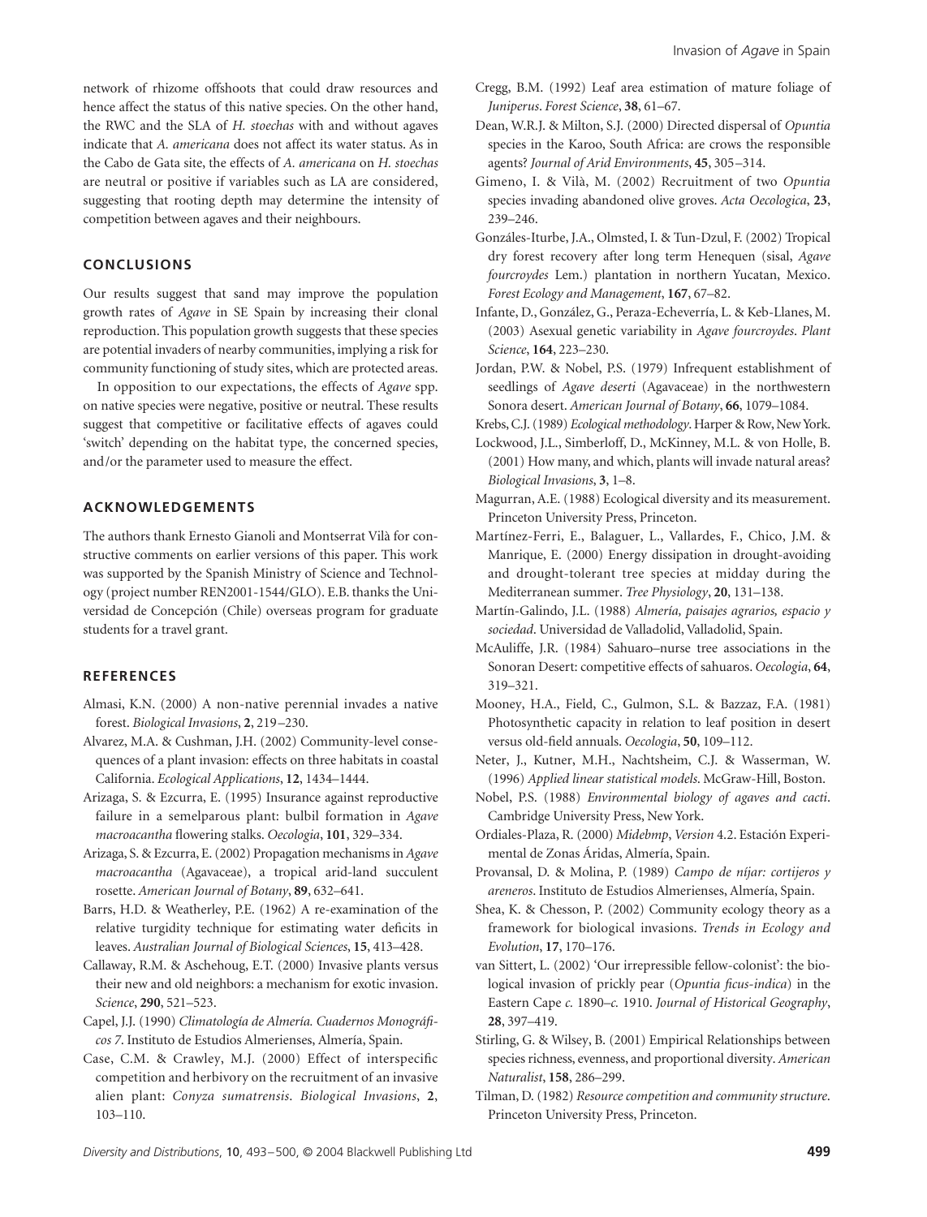network of rhizome offshoots that could draw resources and hence affect the status of this native species. On the other hand, the RWC and the SLA of *H. stoechas* with and without agaves indicate that *A. americana* does not affect its water status. As in the Cabo de Gata site, the effects of *A. americana* on *H. stoechas* are neutral or positive if variables such as LA are considered, suggesting that rooting depth may determine the intensity of competition between agaves and their neighbours.

## CONCLUSIONS

Our results suggest that sand may improve the population growth rates of *Agave* in SE Spain by increasing their clonal reproduction. This population growth suggests that these species are potential invaders of nearby communities, implying a risk for community functioning of study sites, which are protected areas.

In opposition to our expectations, the effects of *Agave* spp. on native species were negative, positive or neutral. These results suggest that competitive or facilitative effects of agaves could 'switch' depending on the habitat type, the concerned species, and/or the parameter used to measure the effect.

## ACKNOWLEDGEMENTS

The authors thank Ernesto Gianoli and Montserrat Vilà for constructive comments on earlier versions of this paper. This work was supported by the Spanish Ministry of Science and Technology (project number REN2001-1544/GLO). E.B. thanks the Universidad de Concepción (Chile) overseas program for graduate students for a travel grant.

## REFERENCES

Almasi, K.N. (2000) A non-native perennial invades a native forest. *Biological Invasions*, **2**, 219–230.

Alvarez, M.A. & Cushman, J.H. (2002) Community-level consequences of a plant invasion: effects on three habitats in coastal California. *Ecological Applications*, **12**, 1434–1444.

Arizaga, S. & Ezcurra, E. (1995) Insurance against reproductive failure in a semelparous plant: bulbil formation in *Agave macroacantha* flowering stalks. *Oecologia*, **101**, 329–334.

Arizaga, S. & Ezcurra, E. (2002) Propagation mechanisms in *Agave macroacantha* (Agavaceae), a tropical arid-land succulent rosette. *American Journal of Botany*, **89**, 632–641.

Barrs, H.D. & Weatherley, P.E. (1962) A re-examination of the relative turgidity technique for estimating water deficits in leaves. *Australian Journal of Biological Sciences*, **15**, 413–428.

Callaway, R.M. & Aschehoug, E.T. (2000) Invasive plants versus their new and old neighbors: a mechanism for exotic invasion. *Science*, **290**, 521–523.

Capel, J.J. (1990) *Climatología de Almería. Cuadernos Monográficos 7*. Instituto de Estudios Almerienses, Almería, Spain.

Case, C.M. & Crawley, M.J. (2000) Effect of interspecific competition and herbivory on the recruitment of an invasive alien plant: *Conyza sumatrensis*. *Biological Invasions*, **2**, 103–110.

Cregg, B.M. (1992) Leaf area estimation of mature foliage of *Juniperus*. *Forest Science*, **38**, 61–67.

Dean, W.R.J. & Milton, S.J. (2000) Directed dispersal of *Opuntia* species in the Karoo, South Africa: are crows the responsible agents? *Journal of Arid Environments*, **45**, 305–314.

Gimeno, I. & Vilà, M. (2002) Recruitment of two *Opuntia* species invading abandoned olive groves. *Acta Oecologica*, **23**, 239–246.

Gonzáles-Iturbe, J.A., Olmsted, I. & Tun-Dzul, F. (2002) Tropical dry forest recovery after long term Henequen (sisal, *Agave fourcroydes* Lem.) plantation in northern Yucatan, Mexico. *Forest Ecology and Management*, **167**, 67–82.

Infante, D., González, G., Peraza-Echeverría, L. & Keb-Llanes, M. (2003) Asexual genetic variability in *Agave fourcroydes*. *Plant Science*, **164**, 223–230.

Jordan, P.W. & Nobel, P.S. (1979) Infrequent establishment of seedlings of *Agave deserti* (Agavaceae) in the northwestern Sonora desert. *American Journal of Botany*, **66**, 1079–1084.

Krebs, C.J. (1989) *Ecological methodology*. Harper & Row, New York.

Lockwood, J.L., Simberloff, D., McKinney, M.L. & von Holle, B. (2001) How many, and which, plants will invade natural areas? *Biological Invasions*, **3**, 1–8.

Magurran, A.E. (1988) Ecological diversity and its measurement. Princeton University Press, Princeton.

Martínez-Ferri, E., Balaguer, L., Vallardes, F., Chico, J.M. & Manrique, E. (2000) Energy dissipation in drought-avoiding and drought-tolerant tree species at midday during the Mediterranean summer. *Tree Physiology*, **20**, 131–138.

Martín-Galindo, J.L. (1988) *Almería, paisajes agrarios, espacio y sociedad*. Universidad de Valladolid, Valladolid, Spain.

McAuliffe, J.R. (1984) Sahuaro–nurse tree associations in the Sonoran Desert: competitive effects of sahuaros. *Oecologia*, **64**, 319–321.

Mooney, H.A., Field, C., Gulmon, S.L. & Bazzaz, F.A. (1981) Photosynthetic capacity in relation to leaf position in desert versus old-field annuals. *Oecologia*, **50**, 109–112.

Neter, J., Kutner, M.H., Nachtsheim, C.J. & Wasserman, W. (1996) *Applied linear statistical models*. McGraw-Hill, Boston.

Nobel, P.S. (1988) *Environmental biology of agaves and cacti*. Cambridge University Press, New York.

Ordiales-Plaza, R. (2000) *Midebmp*, *Version* 4.2. Estación Experimental de Zonas Áridas, Almería, Spain.

Provansal, D. & Molina, P. (1989) *Campo de níjar: cortijeros y areneros*. Instituto de Estudios Almerienses, Almería, Spain.

Shea, K. & Chesson, P. (2002) Community ecology theory as a framework for biological invasions. *Trends in Ecology and Evolution*, **17**, 170–176.

van Sittert, L. (2002) 'Our irrepressible fellow-colonist': the biological invasion of prickly pear (*Opuntia ficus-indica*) in the Eastern Cape *c.* 1890–*c.* 1910. *Journal of Historical Geography*, **28**, 397–419.

Stirling, G. & Wilsey, B. (2001) Empirical Relationships between species richness, evenness, and proportional diversity. *American Naturalist*, **158**, 286–299.

Tilman, D. (1982) *Resource competition and community structure*. Princeton University Press, Princeton.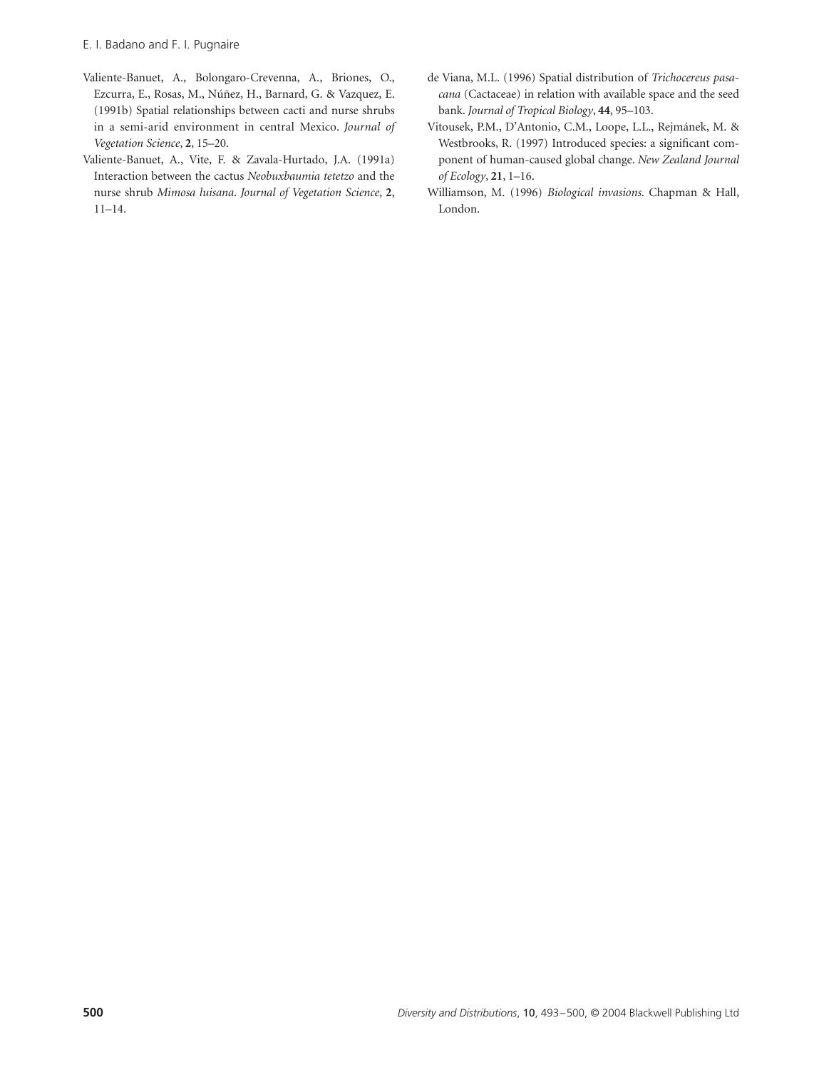Valiente-Banuet, A., Bolongaro-Crevenna, A., Briones, O., Ezcurra, E., Rosas, M., Núñez, H., Barnard, G. & Vazquez, E. (1991b) Spatial relationships between cacti and nurse shrubs in a semi-arid environment in central Mexico. *Journal of Vegetation Science*, **2**, 15–20.

Valiente-Banuet, A., Vite, F. & Zavala-Hurtado, J.A. (1991a) Interaction between the cactus *Neobuxbaumia tetetzo* and the nurse shrub *Mimosa luisana*. *Journal of Vegetation Science*, **2**, 11–14.

de Viana, M.L. (1996) Spatial distribution of *Trichocereus pasacana* (Cactaceae) in relation with available space and the seed bank. *Journal of Tropical Biology*, **44**, 95–103.

Vitousek, P.M., D'Antonio, C.M., Loope, L.L., Rejmánek, M. & Westbrooks, R. (1997) Introduced species: a significant component of human-caused global change. *New Zealand Journal of Ecology*, **21**, 1–16.

Williamson, M. (1996) *Biological invasions*. Chapman & Hall, London.